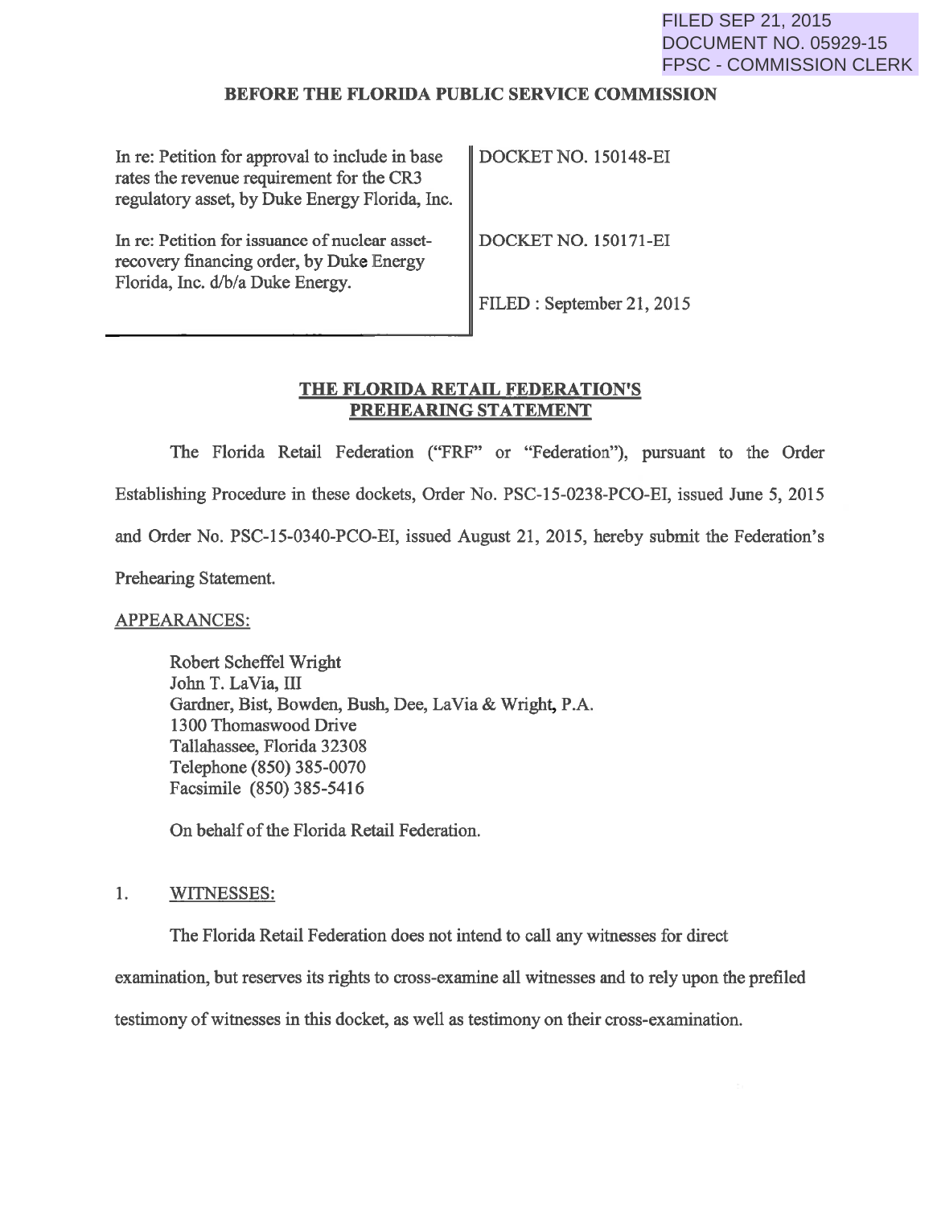FILED SEP 21, 2015
DOCUMENT NO. 05929-15
FPSC - COMMISSION CLERK

**BEFORE THE FLORIDA PUBLIC SERVICE COMMISSION**

| | |
|---|---|
| In re: Petition for approval to include in base rates the revenue requirement for the CR3 regulatory asset, by Duke Energy Florida, Inc. | DOCKET NO. 150148-EI |
| In re: Petition for issuance of nuclear asset-recovery financing order, by Duke Energy Florida, Inc. d/b/a Duke Energy. | DOCKET NO. 150171-EI |
| | FILED : September 21, 2015 |

## THE FLORIDA RETAIL FEDERATION'S PREHEARING STATEMENT

The Florida Retail Federation ("FRF" or "Federation"), pursuant to the Order Establishing Procedure in these dockets, Order No. PSC-15-0238-PCO-EI, issued June 5, 2015 and Order No. PSC-15-0340-PCO-EI, issued August 21, 2015, hereby submit the Federation's Prehearing Statement.

APPEARANCES:

Robert Scheffel Wright
John T. LaVia, III
Gardner, Bist, Bowden, Bush, Dee, LaVia & Wright, P.A.
1300 Thomaswood Drive
Tallahassee, Florida 32308
Telephone (850) 385-0070
Facsimile (850) 385-5416

On behalf of the Florida Retail Federation.

1. WITNESSES:

The Florida Retail Federation does not intend to call any witnesses for direct examination, but reserves its rights to cross-examine all witnesses and to rely upon the prefiled testimony of witnesses in this docket, as well as testimony on their cross-examination.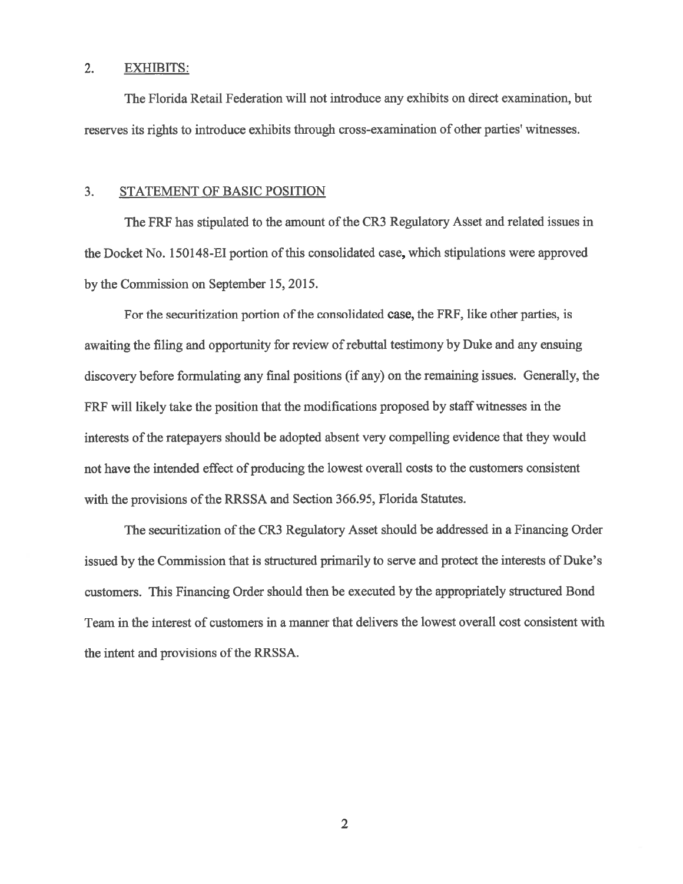## 2. EXHIBITS:

The Florida Retail Federation will not introduce any exhibits on direct examination, but reserves its rights to introduce exhibits through cross-examination of other parties' witnesses.

## 3. STATEMENT OF BASIC POSITION

The FRF has stipulated to the amount of the CR3 Regulatory Asset and related issues in the Docket No. 150148-EI portion of this consolidated case, which stipulations were approved by the Commission on September 15, 2015.

For the securitization portion of the consolidated case, the FRF, like other parties, is awaiting the filing and opportunity for review of rebuttal testimony by Duke and any ensuing discovery before formulating any final positions (if any) on the remaining issues. Generally, the FRF will likely take the position that the modifications proposed by staff witnesses in the interests of the ratepayers should be adopted absent very compelling evidence that they would not have the intended effect of producing the lowest overall costs to the customers consistent with the provisions of the RRSSA and Section 366.95, Florida Statutes.

The securitization of the CR3 Regulatory Asset should be addressed in a Financing Order issued by the Commission that is structured primarily to serve and protect the interests of Duke's customers. This Financing Order should then be executed by the appropriately structured Bond Team in the interest of customers in a manner that delivers the lowest overall cost consistent with the intent and provisions of the RRSSA.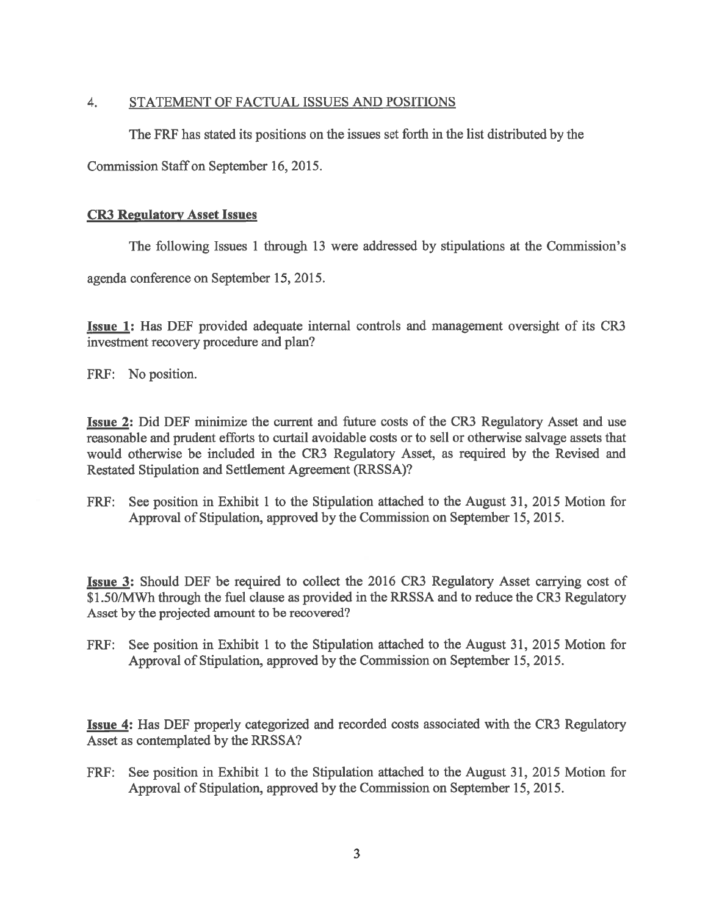## 4. STATEMENT OF FACTUAL ISSUES AND POSITIONS

The FRF has stated its positions on the issues set forth in the list distributed by the Commission Staff on September 16, 2015.

### CR3 Regulatory Asset Issues

The following Issues 1 through 13 were addressed by stipulations at the Commission's agenda conference on September 15, 2015.

**Issue 1:** Has DEF provided adequate internal controls and management oversight of its CR3 investment recovery procedure and plan?

FRF: No position.

**Issue 2:** Did DEF minimize the current and future costs of the CR3 Regulatory Asset and use reasonable and prudent efforts to curtail avoidable costs or to sell or otherwise salvage assets that would otherwise be included in the CR3 Regulatory Asset, as required by the Revised and Restated Stipulation and Settlement Agreement (RRSSA)?

FRF: See position in Exhibit 1 to the Stipulation attached to the August 31, 2015 Motion for Approval of Stipulation, approved by the Commission on September 15, 2015.

**Issue 3:** Should DEF be required to collect the 2016 CR3 Regulatory Asset carrying cost of $1.50/MWh through the fuel clause as provided in the RRSSA and to reduce the CR3 Regulatory Asset by the projected amount to be recovered?

FRF: See position in Exhibit 1 to the Stipulation attached to the August 31, 2015 Motion for Approval of Stipulation, approved by the Commission on September 15, 2015.

**Issue 4:** Has DEF properly categorized and recorded costs associated with the CR3 Regulatory Asset as contemplated by the RRSSA?

FRF: See position in Exhibit 1 to the Stipulation attached to the August 31, 2015 Motion for Approval of Stipulation, approved by the Commission on September 15, 2015.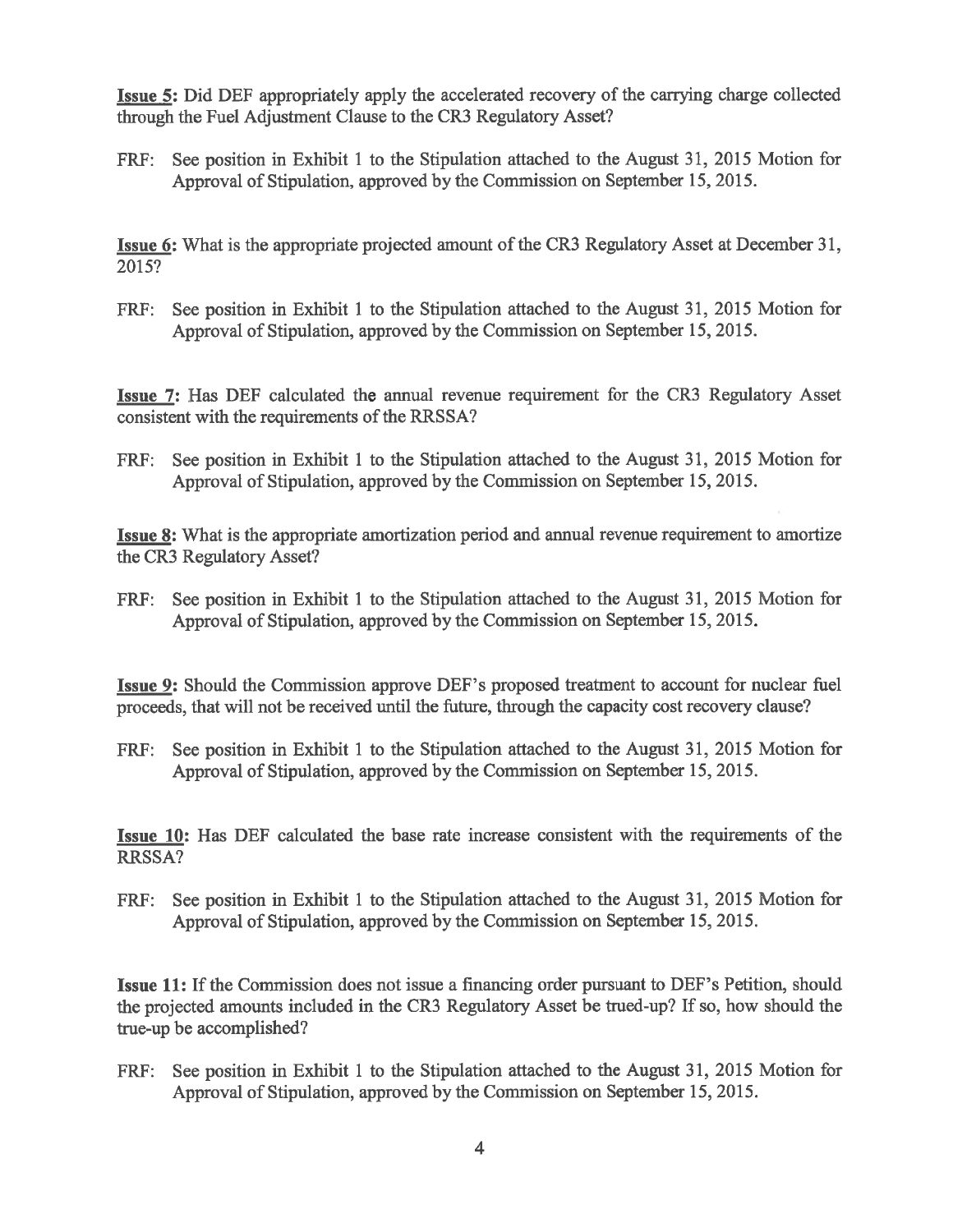**Issue 5:** Did DEF appropriately apply the accelerated recovery of the carrying charge collected through the Fuel Adjustment Clause to the CR3 Regulatory Asset?

FRF: See position in Exhibit 1 to the Stipulation attached to the August 31, 2015 Motion for Approval of Stipulation, approved by the Commission on September 15, 2015.

**Issue 6:** What is the appropriate projected amount of the CR3 Regulatory Asset at December 31, 2015?

FRF: See position in Exhibit 1 to the Stipulation attached to the August 31, 2015 Motion for Approval of Stipulation, approved by the Commission on September 15, 2015.

**Issue 7:** Has DEF calculated the annual revenue requirement for the CR3 Regulatory Asset consistent with the requirements of the RRSSA?

FRF: See position in Exhibit 1 to the Stipulation attached to the August 31, 2015 Motion for Approval of Stipulation, approved by the Commission on September 15, 2015.

**Issue 8:** What is the appropriate amortization period and annual revenue requirement to amortize the CR3 Regulatory Asset?

FRF: See position in Exhibit 1 to the Stipulation attached to the August 31, 2015 Motion for Approval of Stipulation, approved by the Commission on September 15, 2015.

**Issue 9:** Should the Commission approve DEF's proposed treatment to account for nuclear fuel proceeds, that will not be received until the future, through the capacity cost recovery clause?

FRF: See position in Exhibit 1 to the Stipulation attached to the August 31, 2015 Motion for Approval of Stipulation, approved by the Commission on September 15, 2015.

**Issue 10:** Has DEF calculated the base rate increase consistent with the requirements of the RRSSA?

FRF: See position in Exhibit 1 to the Stipulation attached to the August 31, 2015 Motion for Approval of Stipulation, approved by the Commission on September 15, 2015.

**Issue 11:** If the Commission does not issue a financing order pursuant to DEF's Petition, should the projected amounts included in the CR3 Regulatory Asset be trued-up? If so, how should the true-up be accomplished?

FRF: See position in Exhibit 1 to the Stipulation attached to the August 31, 2015 Motion for Approval of Stipulation, approved by the Commission on September 15, 2015.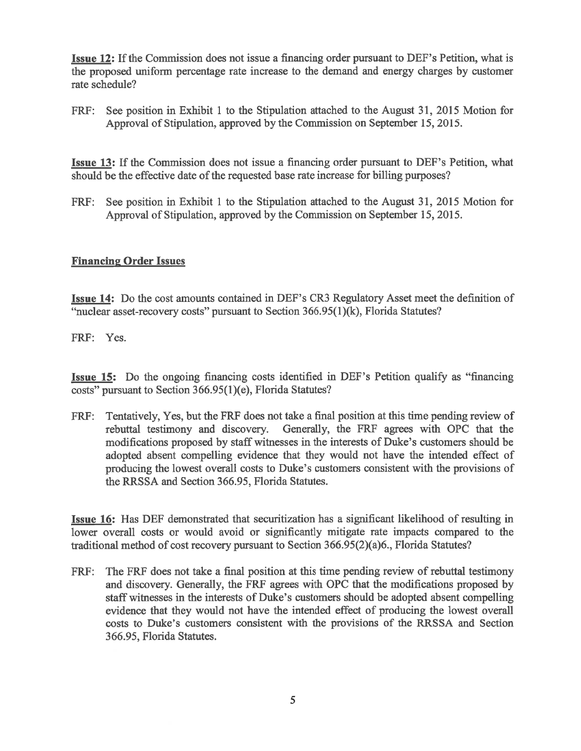**Issue 12:** If the Commission does not issue a financing order pursuant to DEF's Petition, what is the proposed uniform percentage rate increase to the demand and energy charges by customer rate schedule?

FRF: See position in Exhibit 1 to the Stipulation attached to the August 31, 2015 Motion for Approval of Stipulation, approved by the Commission on September 15, 2015.

**Issue 13:** If the Commission does not issue a financing order pursuant to DEF's Petition, what should be the effective date of the requested base rate increase for billing purposes?

FRF: See position in Exhibit 1 to the Stipulation attached to the August 31, 2015 Motion for Approval of Stipulation, approved by the Commission on September 15, 2015.

**Financing Order Issues**

**Issue 14:** Do the cost amounts contained in DEF's CR3 Regulatory Asset meet the definition of "nuclear asset-recovery costs" pursuant to Section 366.95(1)(k), Florida Statutes?

FRF: Yes.

**Issue 15:** Do the ongoing financing costs identified in DEF's Petition qualify as "financing costs" pursuant to Section 366.95(1)(e), Florida Statutes?

FRF: Tentatively, Yes, but the FRF does not take a final position at this time pending review of rebuttal testimony and discovery. Generally, the FRF agrees with OPC that the modifications proposed by staff witnesses in the interests of Duke's customers should be adopted absent compelling evidence that they would not have the intended effect of producing the lowest overall costs to Duke's customers consistent with the provisions of the RRSSA and Section 366.95, Florida Statutes.

**Issue 16:** Has DEF demonstrated that securitization has a significant likelihood of resulting in lower overall costs or would avoid or significantly mitigate rate impacts compared to the traditional method of cost recovery pursuant to Section 366.95(2)(a)6., Florida Statutes?

FRF: The FRF does not take a final position at this time pending review of rebuttal testimony and discovery. Generally, the FRF agrees with OPC that the modifications proposed by staff witnesses in the interests of Duke's customers should be adopted absent compelling evidence that they would not have the intended effect of producing the lowest overall costs to Duke's customers consistent with the provisions of the RRSSA and Section 366.95, Florida Statutes.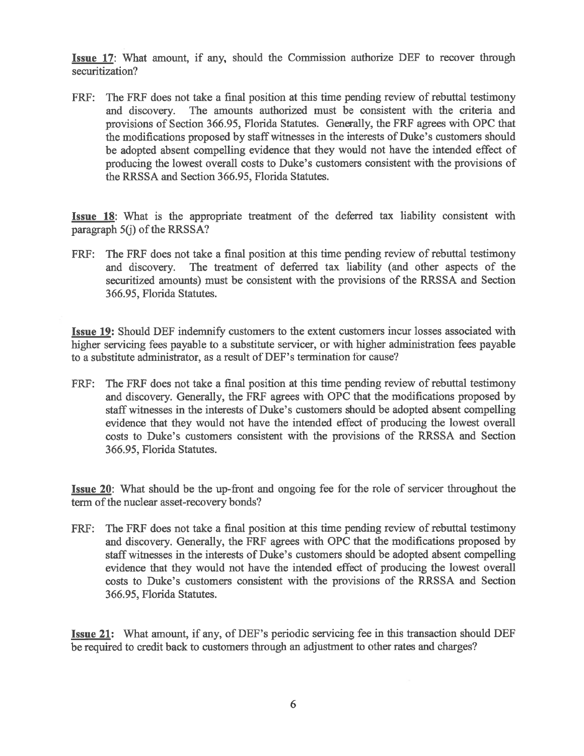**Issue 17**: What amount, if any, should the Commission authorize DEF to recover through securitization?

FRF: The FRF does not take a final position at this time pending review of rebuttal testimony and discovery. The amounts authorized must be consistent with the criteria and provisions of Section 366.95, Florida Statutes. Generally, the FRF agrees with OPC that the modifications proposed by staff witnesses in the interests of Duke's customers should be adopted absent compelling evidence that they would not have the intended effect of producing the lowest overall costs to Duke's customers consistent with the provisions of the RRSSA and Section 366.95, Florida Statutes.

**Issue 18**: What is the appropriate treatment of the deferred tax liability consistent with paragraph 5(j) of the RRSSA?

FRF: The FRF does not take a final position at this time pending review of rebuttal testimony and discovery. The treatment of deferred tax liability (and other aspects of the securitized amounts) must be consistent with the provisions of the RRSSA and Section 366.95, Florida Statutes.

**Issue 19:** Should DEF indemnify customers to the extent customers incur losses associated with higher servicing fees payable to a substitute servicer, or with higher administration fees payable to a substitute administrator, as a result of DEF's termination for cause?

FRF: The FRF does not take a final position at this time pending review of rebuttal testimony and discovery. Generally, the FRF agrees with OPC that the modifications proposed by staff witnesses in the interests of Duke's customers should be adopted absent compelling evidence that they would not have the intended effect of producing the lowest overall costs to Duke's customers consistent with the provisions of the RRSSA and Section 366.95, Florida Statutes.

**Issue 20**: What should be the up-front and ongoing fee for the role of servicer throughout the term of the nuclear asset-recovery bonds?

FRF: The FRF does not take a final position at this time pending review of rebuttal testimony and discovery. Generally, the FRF agrees with OPC that the modifications proposed by staff witnesses in the interests of Duke's customers should be adopted absent compelling evidence that they would not have the intended effect of producing the lowest overall costs to Duke's customers consistent with the provisions of the RRSSA and Section 366.95, Florida Statutes.

**Issue 21:** What amount, if any, of DEF's periodic servicing fee in this transaction should DEF be required to credit back to customers through an adjustment to other rates and charges?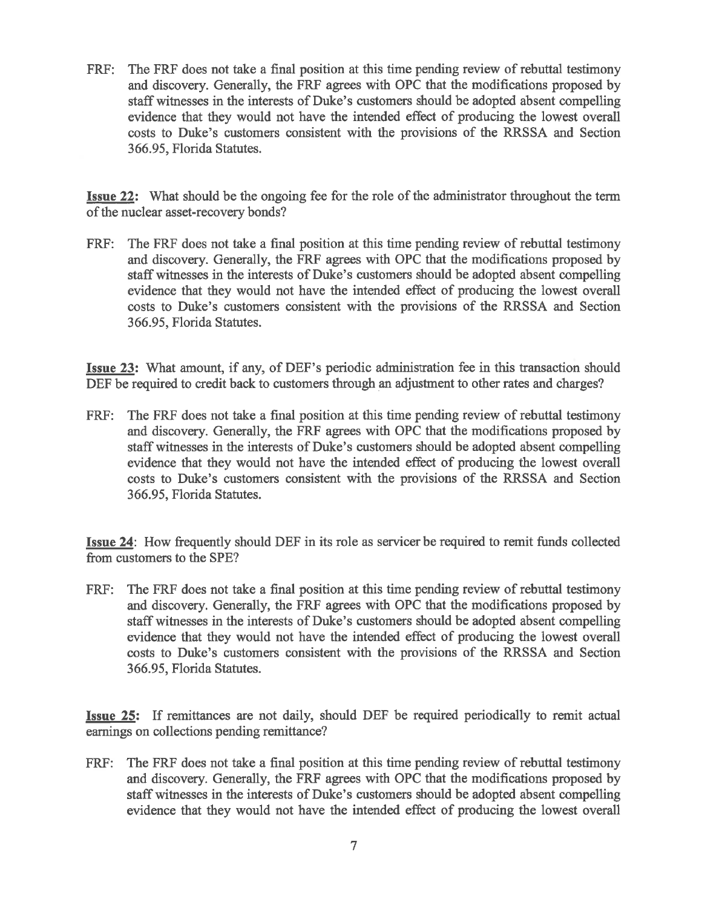FRF: The FRF does not take a final position at this time pending review of rebuttal testimony and discovery. Generally, the FRF agrees with OPC that the modifications proposed by staff witnesses in the interests of Duke's customers should be adopted absent compelling evidence that they would not have the intended effect of producing the lowest overall costs to Duke's customers consistent with the provisions of the RRSSA and Section 366.95, Florida Statutes.

**Issue 22:** What should be the ongoing fee for the role of the administrator throughout the term of the nuclear asset-recovery bonds?

FRF: The FRF does not take a final position at this time pending review of rebuttal testimony and discovery. Generally, the FRF agrees with OPC that the modifications proposed by staff witnesses in the interests of Duke's customers should be adopted absent compelling evidence that they would not have the intended effect of producing the lowest overall costs to Duke's customers consistent with the provisions of the RRSSA and Section 366.95, Florida Statutes.

**Issue 23:** What amount, if any, of DEF's periodic administration fee in this transaction should DEF be required to credit back to customers through an adjustment to other rates and charges?

FRF: The FRF does not take a final position at this time pending review of rebuttal testimony and discovery. Generally, the FRF agrees with OPC that the modifications proposed by staff witnesses in the interests of Duke's customers should be adopted absent compelling evidence that they would not have the intended effect of producing the lowest overall costs to Duke's customers consistent with the provisions of the RRSSA and Section 366.95, Florida Statutes.

**Issue 24**: How frequently should DEF in its role as servicer be required to remit funds collected from customers to the SPE?

FRF: The FRF does not take a final position at this time pending review of rebuttal testimony and discovery. Generally, the FRF agrees with OPC that the modifications proposed by staff witnesses in the interests of Duke's customers should be adopted absent compelling evidence that they would not have the intended effect of producing the lowest overall costs to Duke's customers consistent with the provisions of the RRSSA and Section 366.95, Florida Statutes.

**Issue 25:** If remittances are not daily, should DEF be required periodically to remit actual earnings on collections pending remittance?

FRF: The FRF does not take a final position at this time pending review of rebuttal testimony and discovery. Generally, the FRF agrees with OPC that the modifications proposed by staff witnesses in the interests of Duke's customers should be adopted absent compelling evidence that they would not have the intended effect of producing the lowest overall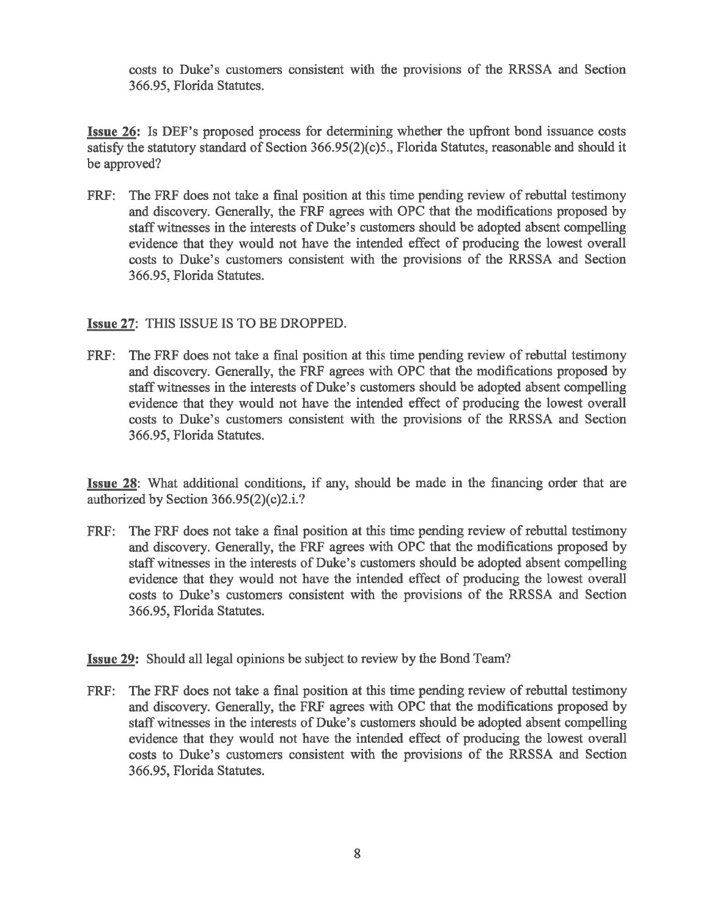costs to Duke's customers consistent with the provisions of the RRSSA and Section 366.95, Florida Statutes.

**Issue 26:** Is DEF's proposed process for determining whether the upfront bond issuance costs satisfy the statutory standard of Section 366.95(2)(c)5., Florida Statutes, reasonable and should it be approved?

FRF: The FRF does not take a final position at this time pending review of rebuttal testimony and discovery. Generally, the FRF agrees with OPC that the modifications proposed by staff witnesses in the interests of Duke's customers should be adopted absent compelling evidence that they would not have the intended effect of producing the lowest overall costs to Duke's customers consistent with the provisions of the RRSSA and Section 366.95, Florida Statutes.

**Issue 27:** THIS ISSUE IS TO BE DROPPED.

FRF: The FRF does not take a final position at this time pending review of rebuttal testimony and discovery. Generally, the FRF agrees with OPC that the modifications proposed by staff witnesses in the interests of Duke's customers should be adopted absent compelling evidence that they would not have the intended effect of producing the lowest overall costs to Duke's customers consistent with the provisions of the RRSSA and Section 366.95, Florida Statutes.

**Issue 28:** What additional conditions, if any, should be made in the financing order that are authorized by Section 366.95(2)(c)2.i.?

FRF: The FRF does not take a final position at this time pending review of rebuttal testimony and discovery. Generally, the FRF agrees with OPC that the modifications proposed by staff witnesses in the interests of Duke's customers should be adopted absent compelling evidence that they would not have the intended effect of producing the lowest overall costs to Duke's customers consistent with the provisions of the RRSSA and Section 366.95, Florida Statutes.

**Issue 29:** Should all legal opinions be subject to review by the Bond Team?

FRF: The FRF does not take a final position at this time pending review of rebuttal testimony and discovery. Generally, the FRF agrees with OPC that the modifications proposed by staff witnesses in the interests of Duke's customers should be adopted absent compelling evidence that they would not have the intended effect of producing the lowest overall costs to Duke's customers consistent with the provisions of the RRSSA and Section 366.95, Florida Statutes.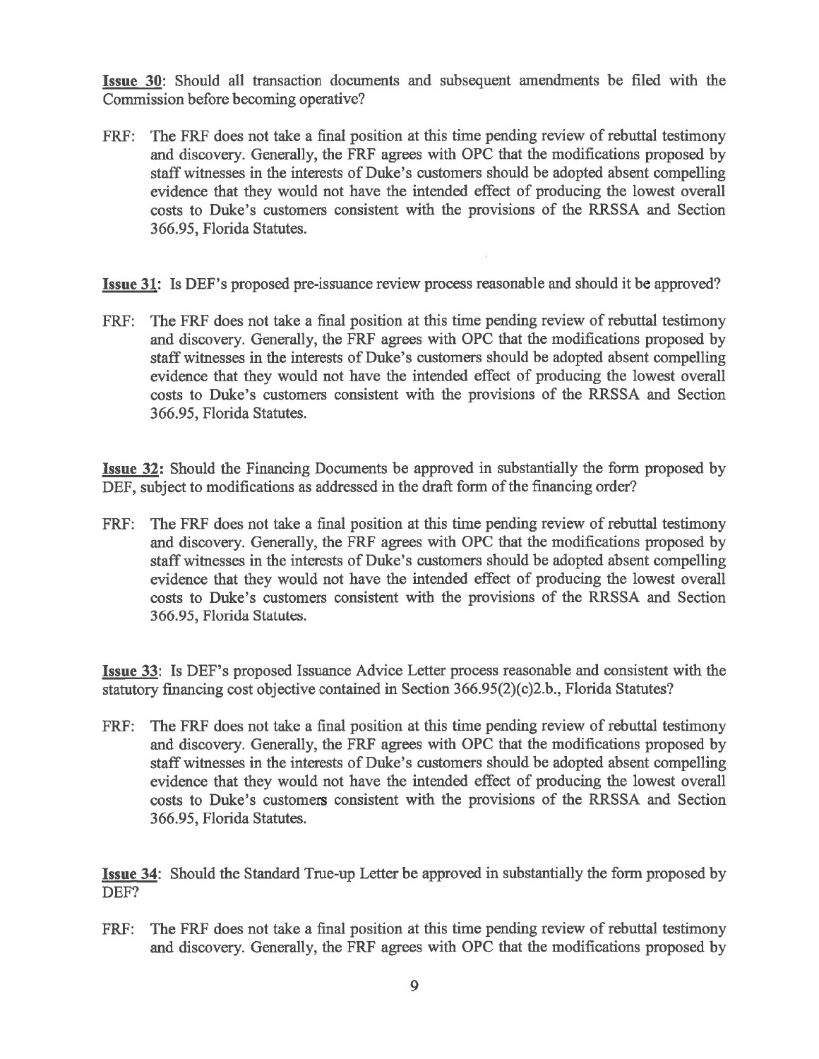**Issue 30**: Should all transaction documents and subsequent amendments be filed with the Commission before becoming operative?

FRF: The FRF does not take a final position at this time pending review of rebuttal testimony and discovery. Generally, the FRF agrees with OPC that the modifications proposed by staff witnesses in the interests of Duke's customers should be adopted absent compelling evidence that they would not have the intended effect of producing the lowest overall costs to Duke's customers consistent with the provisions of the RRSSA and Section 366.95, Florida Statutes.

**Issue 31**: Is DEF's proposed pre-issuance review process reasonable and should it be approved?

FRF: The FRF does not take a final position at this time pending review of rebuttal testimony and discovery. Generally, the FRF agrees with OPC that the modifications proposed by staff witnesses in the interests of Duke's customers should be adopted absent compelling evidence that they would not have the intended effect of producing the lowest overall costs to Duke's customers consistent with the provisions of the RRSSA and Section 366.95, Florida Statutes.

**Issue 32**: Should the Financing Documents be approved in substantially the form proposed by DEF, subject to modifications as addressed in the draft form of the financing order?

FRF: The FRF does not take a final position at this time pending review of rebuttal testimony and discovery. Generally, the FRF agrees with OPC that the modifications proposed by staff witnesses in the interests of Duke's customers should be adopted absent compelling evidence that they would not have the intended effect of producing the lowest overall costs to Duke's customers consistent with the provisions of the RRSSA and Section 366.95, Florida Statutes.

**Issue 33**: Is DEF's proposed Issuance Advice Letter process reasonable and consistent with the statutory financing cost objective contained in Section 366.95(2)(c)2.b., Florida Statutes?

FRF: The FRF does not take a final position at this time pending review of rebuttal testimony and discovery. Generally, the FRF agrees with OPC that the modifications proposed by staff witnesses in the interests of Duke's customers should be adopted absent compelling evidence that they would not have the intended effect of producing the lowest overall costs to Duke's customers consistent with the provisions of the RRSSA and Section 366.95, Florida Statutes.

**Issue 34**: Should the Standard True-up Letter be approved in substantially the form proposed by DEF?

FRF: The FRF does not take a final position at this time pending review of rebuttal testimony and discovery. Generally, the FRF agrees with OPC that the modifications proposed by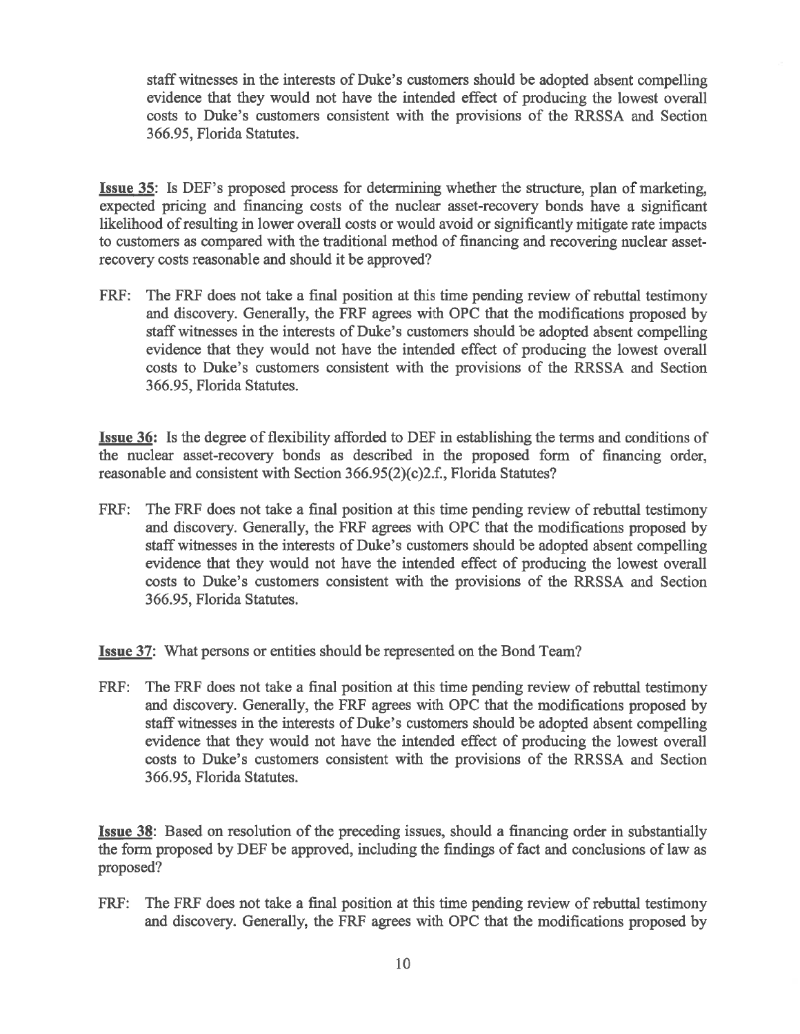staff witnesses in the interests of Duke's customers should be adopted absent compelling evidence that they would not have the intended effect of producing the lowest overall costs to Duke's customers consistent with the provisions of the RRSSA and Section 366.95, Florida Statutes.

**Issue 35**: Is DEF's proposed process for determining whether the structure, plan of marketing, expected pricing and financing costs of the nuclear asset-recovery bonds have a significant likelihood of resulting in lower overall costs or would avoid or significantly mitigate rate impacts to customers as compared with the traditional method of financing and recovering nuclear asset-recovery costs reasonable and should it be approved?

FRF: The FRF does not take a final position at this time pending review of rebuttal testimony and discovery. Generally, the FRF agrees with OPC that the modifications proposed by staff witnesses in the interests of Duke's customers should be adopted absent compelling evidence that they would not have the intended effect of producing the lowest overall costs to Duke's customers consistent with the provisions of the RRSSA and Section 366.95, Florida Statutes.

**Issue 36:** Is the degree of flexibility afforded to DEF in establishing the terms and conditions of the nuclear asset-recovery bonds as described in the proposed form of financing order, reasonable and consistent with Section 366.95(2)(c)2.f., Florida Statutes?

FRF: The FRF does not take a final position at this time pending review of rebuttal testimony and discovery. Generally, the FRF agrees with OPC that the modifications proposed by staff witnesses in the interests of Duke's customers should be adopted absent compelling evidence that they would not have the intended effect of producing the lowest overall costs to Duke's customers consistent with the provisions of the RRSSA and Section 366.95, Florida Statutes.

**Issue 37**: What persons or entities should be represented on the Bond Team?

FRF: The FRF does not take a final position at this time pending review of rebuttal testimony and discovery. Generally, the FRF agrees with OPC that the modifications proposed by staff witnesses in the interests of Duke's customers should be adopted absent compelling evidence that they would not have the intended effect of producing the lowest overall costs to Duke's customers consistent with the provisions of the RRSSA and Section 366.95, Florida Statutes.

**Issue 38**: Based on resolution of the preceding issues, should a financing order in substantially the form proposed by DEF be approved, including the findings of fact and conclusions of law as proposed?

FRF: The FRF does not take a final position at this time pending review of rebuttal testimony and discovery. Generally, the FRF agrees with OPC that the modifications proposed by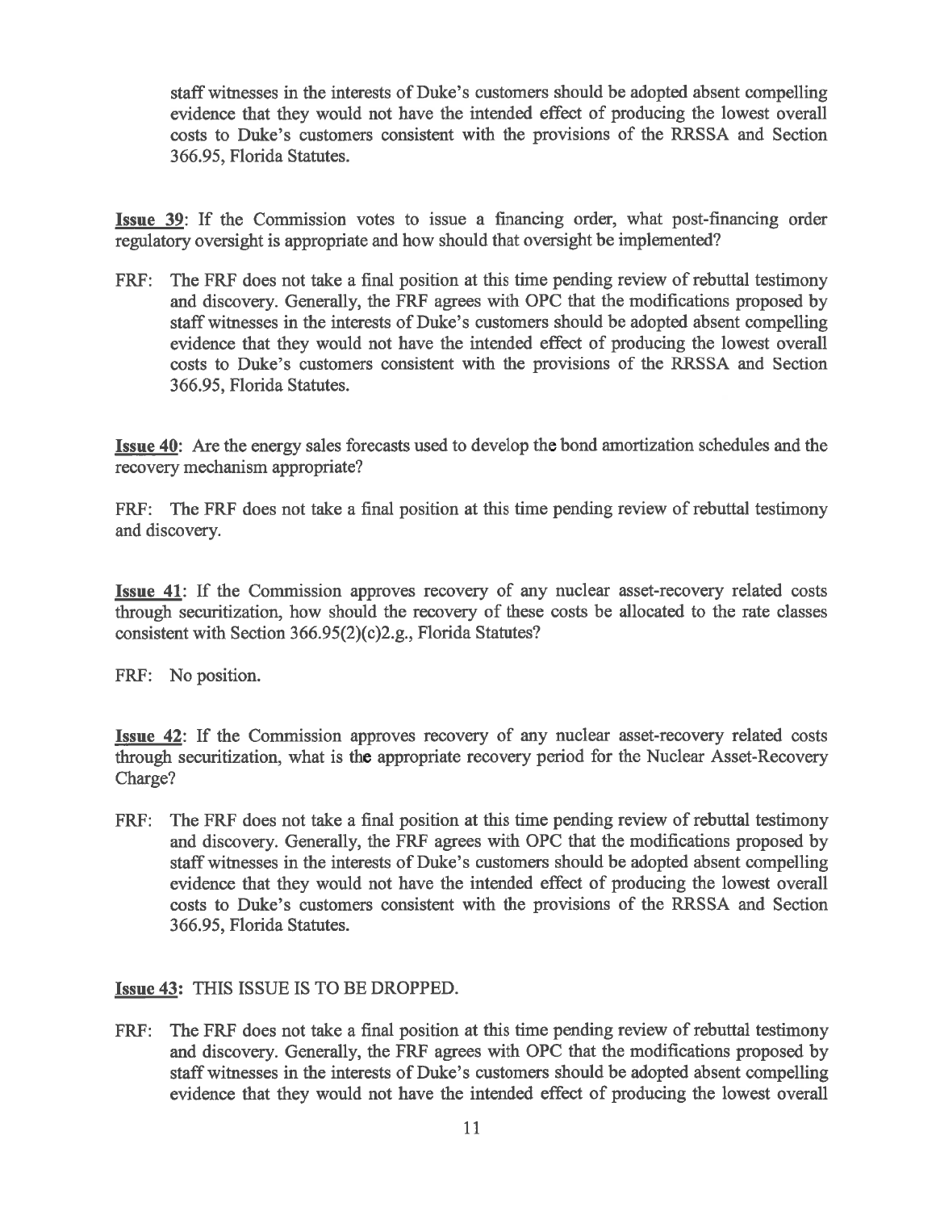staff witnesses in the interests of Duke's customers should be adopted absent compelling evidence that they would not have the intended effect of producing the lowest overall costs to Duke's customers consistent with the provisions of the RRSSA and Section 366.95, Florida Statutes.

**Issue 39**: If the Commission votes to issue a financing order, what post-financing order regulatory oversight is appropriate and how should that oversight be implemented?

FRF: The FRF does not take a final position at this time pending review of rebuttal testimony and discovery. Generally, the FRF agrees with OPC that the modifications proposed by staff witnesses in the interests of Duke's customers should be adopted absent compelling evidence that they would not have the intended effect of producing the lowest overall costs to Duke's customers consistent with the provisions of the RRSSA and Section 366.95, Florida Statutes.

**Issue 40**: Are the energy sales forecasts used to develop the bond amortization schedules and the recovery mechanism appropriate?

FRF: The FRF does not take a final position at this time pending review of rebuttal testimony and discovery.

**Issue 41**: If the Commission approves recovery of any nuclear asset-recovery related costs through securitization, how should the recovery of these costs be allocated to the rate classes consistent with Section 366.95(2)(c)2.g., Florida Statutes?

FRF: No position.

**Issue 42**: If the Commission approves recovery of any nuclear asset-recovery related costs through securitization, what is the appropriate recovery period for the Nuclear Asset-Recovery Charge?

FRF: The FRF does not take a final position at this time pending review of rebuttal testimony and discovery. Generally, the FRF agrees with OPC that the modifications proposed by staff witnesses in the interests of Duke's customers should be adopted absent compelling evidence that they would not have the intended effect of producing the lowest overall costs to Duke's customers consistent with the provisions of the RRSSA and Section 366.95, Florida Statutes.

**Issue 43:** THIS ISSUE IS TO BE DROPPED.

FRF: The FRF does not take a final position at this time pending review of rebuttal testimony and discovery. Generally, the FRF agrees with OPC that the modifications proposed by staff witnesses in the interests of Duke's customers should be adopted absent compelling evidence that they would not have the intended effect of producing the lowest overall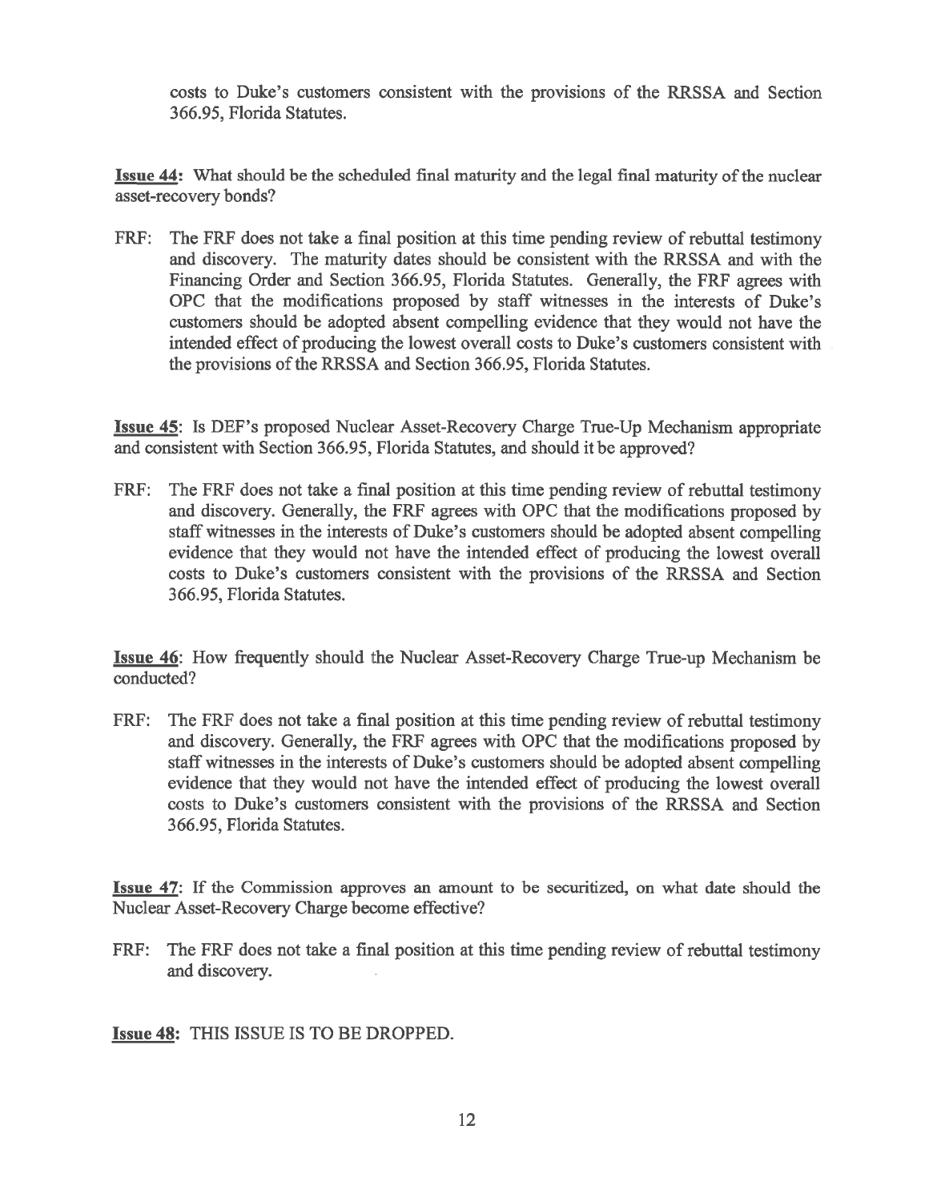costs to Duke's customers consistent with the provisions of the RRSSA and Section 366.95, Florida Statutes.

**Issue 44:** What should be the scheduled final maturity and the legal final maturity of the nuclear asset-recovery bonds?

FRF: The FRF does not take a final position at this time pending review of rebuttal testimony and discovery. The maturity dates should be consistent with the RRSSA and with the Financing Order and Section 366.95, Florida Statutes. Generally, the FRF agrees with OPC that the modifications proposed by staff witnesses in the interests of Duke's customers should be adopted absent compelling evidence that they would not have the intended effect of producing the lowest overall costs to Duke's customers consistent with the provisions of the RRSSA and Section 366.95, Florida Statutes.

**Issue 45**: Is DEF's proposed Nuclear Asset-Recovery Charge True-Up Mechanism appropriate and consistent with Section 366.95, Florida Statutes, and should it be approved?

FRF: The FRF does not take a final position at this time pending review of rebuttal testimony and discovery. Generally, the FRF agrees with OPC that the modifications proposed by staff witnesses in the interests of Duke's customers should be adopted absent compelling evidence that they would not have the intended effect of producing the lowest overall costs to Duke's customers consistent with the provisions of the RRSSA and Section 366.95, Florida Statutes.

**Issue 46**: How frequently should the Nuclear Asset-Recovery Charge True-up Mechanism be conducted?

FRF: The FRF does not take a final position at this time pending review of rebuttal testimony and discovery. Generally, the FRF agrees with OPC that the modifications proposed by staff witnesses in the interests of Duke's customers should be adopted absent compelling evidence that they would not have the intended effect of producing the lowest overall costs to Duke's customers consistent with the provisions of the RRSSA and Section 366.95, Florida Statutes.

**Issue 47**: If the Commission approves an amount to be securitized, on what date should the Nuclear Asset-Recovery Charge become effective?

FRF: The FRF does not take a final position at this time pending review of rebuttal testimony and discovery.

**Issue 48:** THIS ISSUE IS TO BE DROPPED.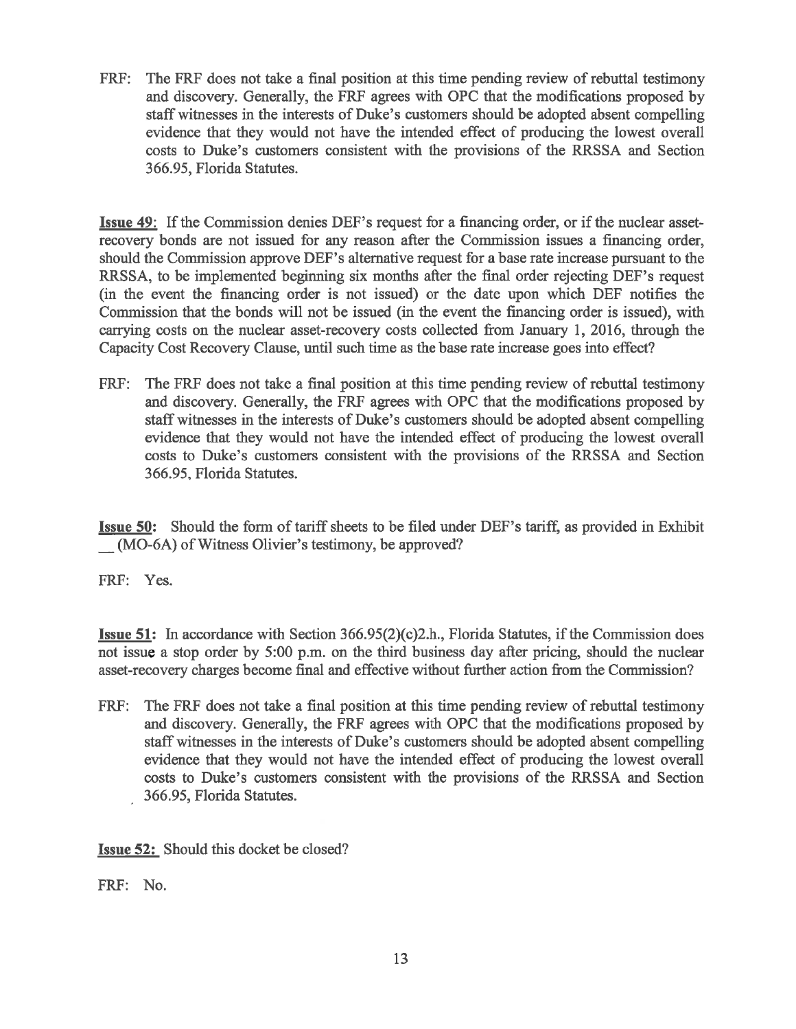FRF: The FRF does not take a final position at this time pending review of rebuttal testimony and discovery. Generally, the FRF agrees with OPC that the modifications proposed by staff witnesses in the interests of Duke's customers should be adopted absent compelling evidence that they would not have the intended effect of producing the lowest overall costs to Duke's customers consistent with the provisions of the RRSSA and Section 366.95, Florida Statutes.

**Issue 49**: If the Commission denies DEF's request for a financing order, or if the nuclear asset-recovery bonds are not issued for any reason after the Commission issues a financing order, should the Commission approve DEF's alternative request for a base rate increase pursuant to the RRSSA, to be implemented beginning six months after the final order rejecting DEF's request (in the event the financing order is not issued) or the date upon which DEF notifies the Commission that the bonds will not be issued (in the event the financing order is issued), with carrying costs on the nuclear asset-recovery costs collected from January 1, 2016, through the Capacity Cost Recovery Clause, until such time as the base rate increase goes into effect?

FRF: The FRF does not take a final position at this time pending review of rebuttal testimony and discovery. Generally, the FRF agrees with OPC that the modifications proposed by staff witnesses in the interests of Duke's customers should be adopted absent compelling evidence that they would not have the intended effect of producing the lowest overall costs to Duke's customers consistent with the provisions of the RRSSA and Section 366.95, Florida Statutes.

**Issue 50:** Should the form of tariff sheets to be filed under DEF's tariff, as provided in Exhibit __ (MO-6A) of Witness Olivier's testimony, be approved?

FRF: Yes.

**Issue 51:** In accordance with Section 366.95(2)(c)2.h., Florida Statutes, if the Commission does not issue a stop order by 5:00 p.m. on the third business day after pricing, should the nuclear asset-recovery charges become final and effective without further action from the Commission?

FRF: The FRF does not take a final position at this time pending review of rebuttal testimony and discovery. Generally, the FRF agrees with OPC that the modifications proposed by staff witnesses in the interests of Duke's customers should be adopted absent compelling evidence that they would not have the intended effect of producing the lowest overall costs to Duke's customers consistent with the provisions of the RRSSA and Section 366.95, Florida Statutes.

**Issue 52:** Should this docket be closed?

FRF: No.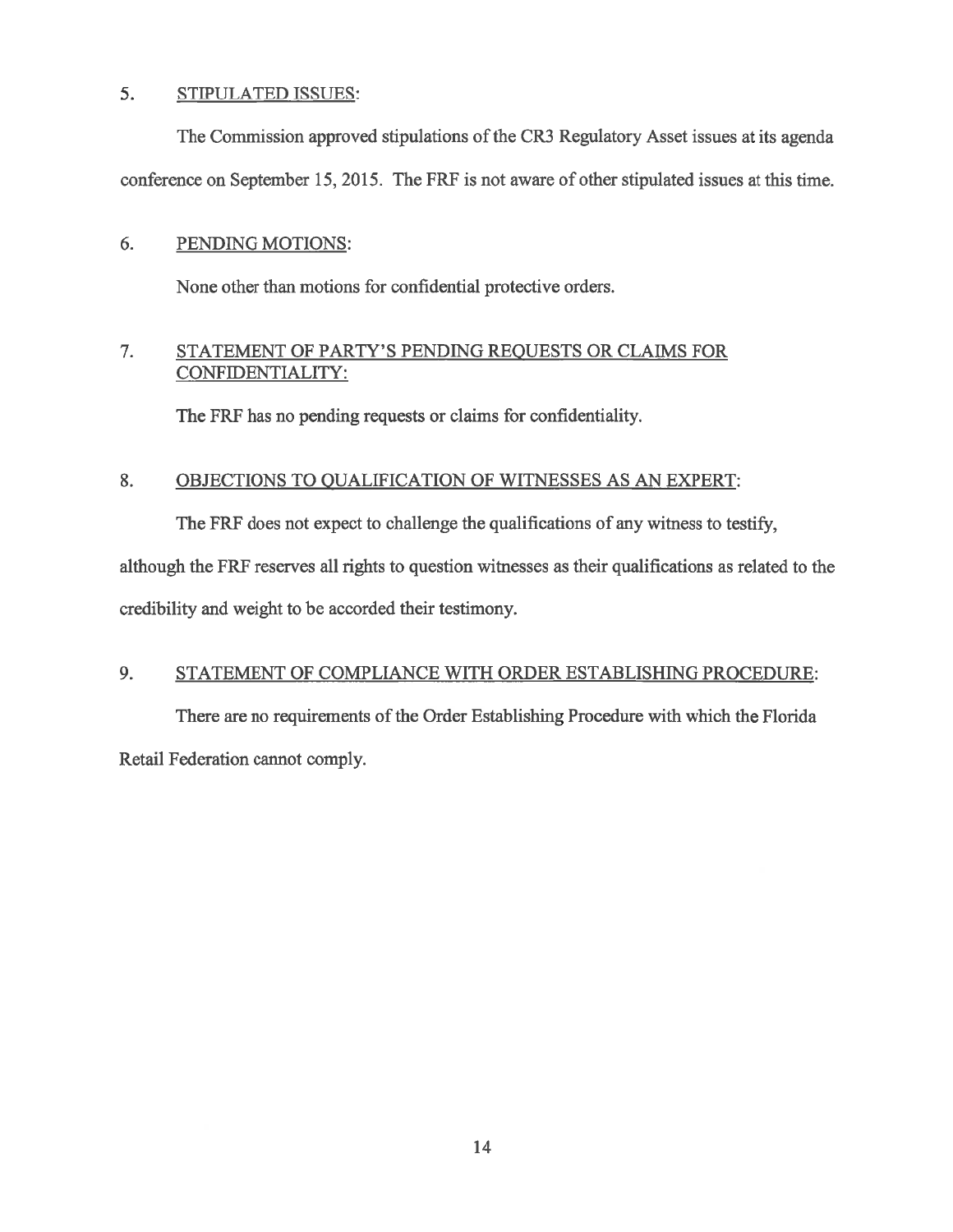5. <u>STIPULATED ISSUES</u>:

The Commission approved stipulations of the CR3 Regulatory Asset issues at its agenda conference on September 15, 2015. The FRF is not aware of other stipulated issues at this time.

6. <u>PENDING MOTIONS</u>:

None other than motions for confidential protective orders.

7. <u>STATEMENT OF PARTY'S PENDING REQUESTS OR CLAIMS FOR CONFIDENTIALITY</u>:

The FRF has no pending requests or claims for confidentiality.

8. <u>OBJECTIONS TO QUALIFICATION OF WITNESSES AS AN EXPERT</u>:

The FRF does not expect to challenge the qualifications of any witness to testify, although the FRF reserves all rights to question witnesses as their qualifications as related to the credibility and weight to be accorded their testimony.

9. <u>STATEMENT OF COMPLIANCE WITH ORDER ESTABLISHING PROCEDURE</u>:

There are no requirements of the Order Establishing Procedure with which the Florida Retail Federation cannot comply.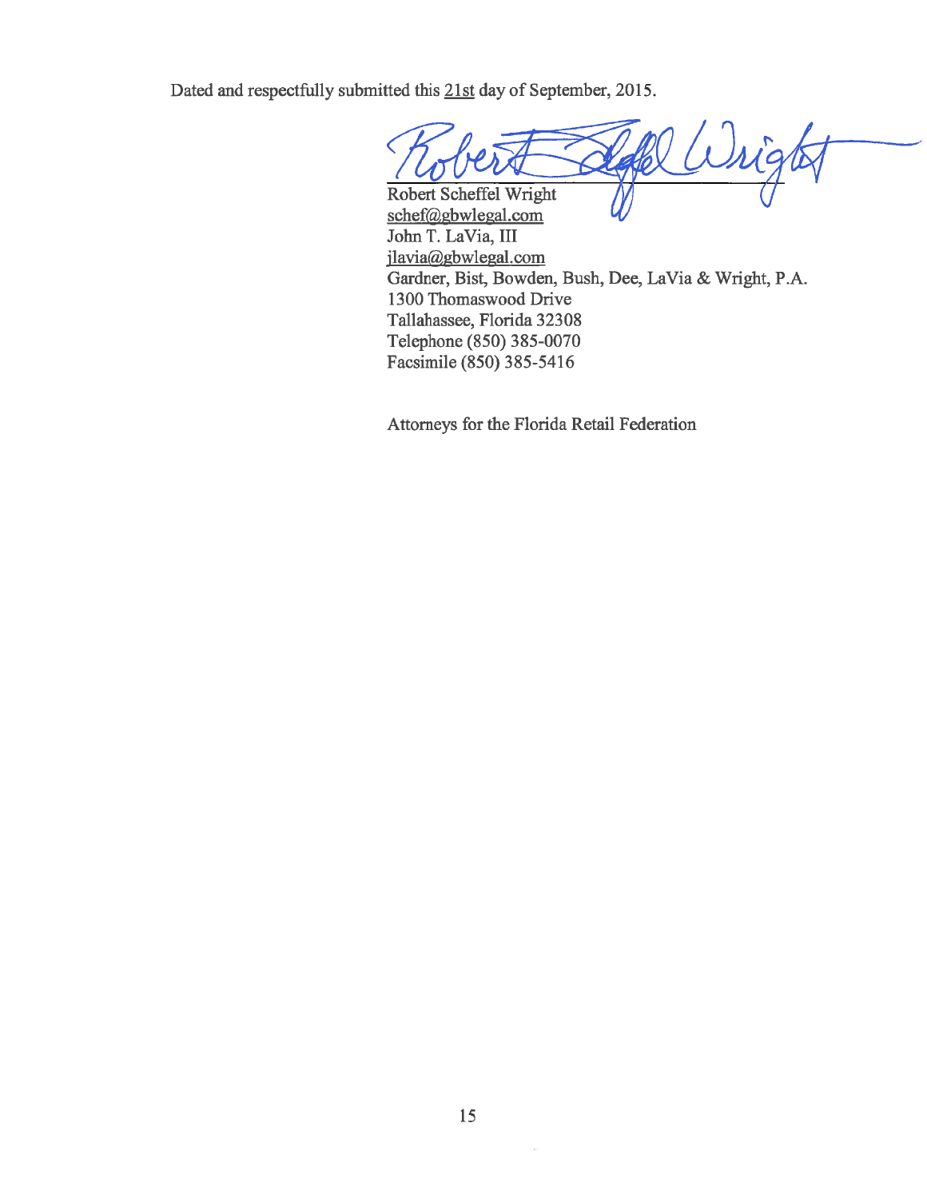Dated and respectfully submitted this 21st day of September, 2015.

Robert Scheffel Wright
schef@gbwlegal.com
John T. LaVia, III
jlavia@gbwlegal.com
Gardner, Bist, Bowden, Bush, Dee, LaVia & Wright, P.A.
1300 Thomaswood Drive
Tallahassee, Florida 32308
Telephone (850) 385-0070
Facsimile (850) 385-5416

Attorneys for the Florida Retail Federation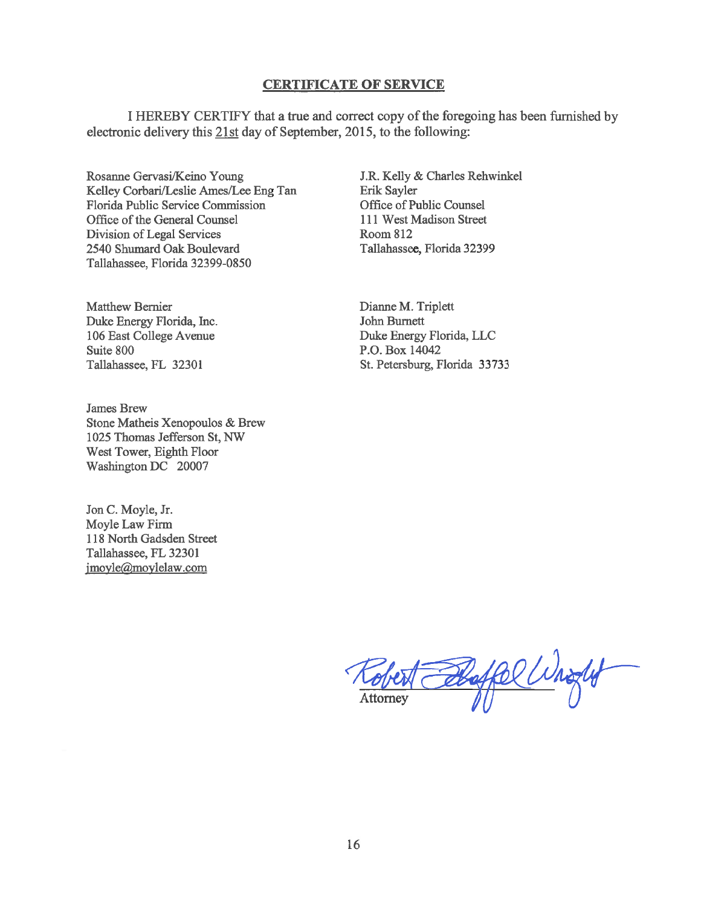## CERTIFICATE OF SERVICE

I HEREBY CERTIFY that a true and correct copy of the foregoing has been furnished by electronic delivery this 21st day of September, 2015, to the following:

Rosanne Gervasi/Keino Young
Kelley Corbari/Leslie Ames/Lee Eng Tan
Florida Public Service Commission
Office of the General Counsel
Division of Legal Services
2540 Shumard Oak Boulevard
Tallahassee, Florida 32399-0850

J.R. Kelly & Charles Rehwinkel
Erik Sayler
Office of Public Counsel
111 West Madison Street
Room 812
Tallahassee, Florida 32399

Matthew Bernier
Duke Energy Florida, Inc.
106 East College Avenue
Suite 800
Tallahassee, FL 32301

Dianne M. Triplett
John Burnett
Duke Energy Florida, LLC
P.O. Box 14042
St. Petersburg, Florida 33733

James Brew
Stone Matheis Xenopoulos & Brew
1025 Thomas Jefferson St, NW
West Tower, Eighth Floor
Washington DC 20007

Jon C. Moyle, Jr.
Moyle Law Firm
118 North Gadsden Street
Tallahassee, FL 32301
jmoyle@moylelaw.com

Robert Scheffel Wright
Attorney